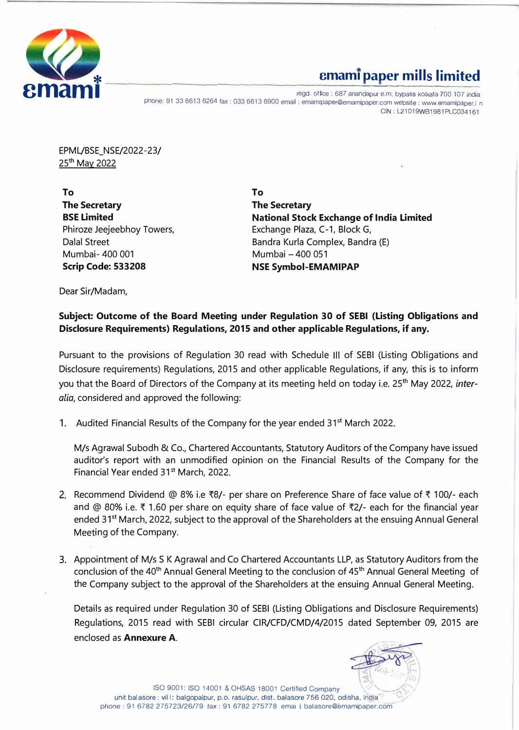**emami paper mills limited**

regd. office : 687 anandapur e.m. bypass kolkata 700 107 india
phone: 91 33 6613 6264 fax : 033 6613 6900 email : emamipaper@emamipaper.com website : www.emamipaper.in
CIN : L21019WB1981PLC034161

EPML/BSE_NSE/2022-23/
25th May 2022

**To**
**The Secretary**
**BSE Limited**
Phiroze Jeejeebhoy Towers,
Dalal Street
Mumbai- 400 001
**Scrip Code: 533208**

**To**
**The Secretary**
**National Stock Exchange of India Limited**
Exchange Plaza, C-1, Block G,
Bandra Kurla Complex, Bandra (E)
Mumbai – 400 051
**NSE Symbol-EMAMIPAP**

Dear Sir/Madam,

**Subject: Outcome of the Board Meeting under Regulation 30 of SEBI (Listing Obligations and Disclosure Requirements) Regulations, 2015 and other applicable Regulations, if any.**

Pursuant to the provisions of Regulation 30 read with Schedule III of SEBI (Listing Obligations and Disclosure requirements) Regulations, 2015 and other applicable Regulations, if any, this is to inform you that the Board of Directors of the Company at its meeting held on today i.e. 25th May 2022, *inter-alia*, considered and approved the following:

1. Audited Financial Results of the Company for the year ended 31st March 2022.

   M/s Agrawal Subodh & Co., Chartered Accountants, Statutory Auditors of the Company have issued auditor's report with an unmodified opinion on the Financial Results of the Company for the Financial Year ended 31st March, 2022.

2. Recommend Dividend @ 8% i.e ₹8/- per share on Preference Share of face value of ₹ 100/- each and @ 80% i.e. ₹ 1.60 per share on equity share of face value of ₹2/- each for the financial year ended 31st March, 2022, subject to the approval of the Shareholders at the ensuing Annual General Meeting of the Company.

3. Appointment of M/s S K Agrawal and Co Chartered Accountants LLP, as Statutory Auditors from the conclusion of the 40th Annual General Meeting to the conclusion of 45th Annual General Meeting of the Company subject to the approval of the Shareholders at the ensuing Annual General Meeting.

   Details as required under Regulation 30 of SEBI (Listing Obligations and Disclosure Requirements) Regulations, 2015 read with SEBI circular CIR/CFD/CMD/4/2015 dated September 09, 2015 are enclosed as **Annexure A**.

ISO 9001: ISO 14001 & OHSAS 18001 Certified Company
unit balasore : vill: balgopalpur, p.o. rasulpur, dist. balasore 756 020, odisha, india
phone : 91 6782 275723/26/79 fax : 91 6782 275778 email : balasore@emamipaper.com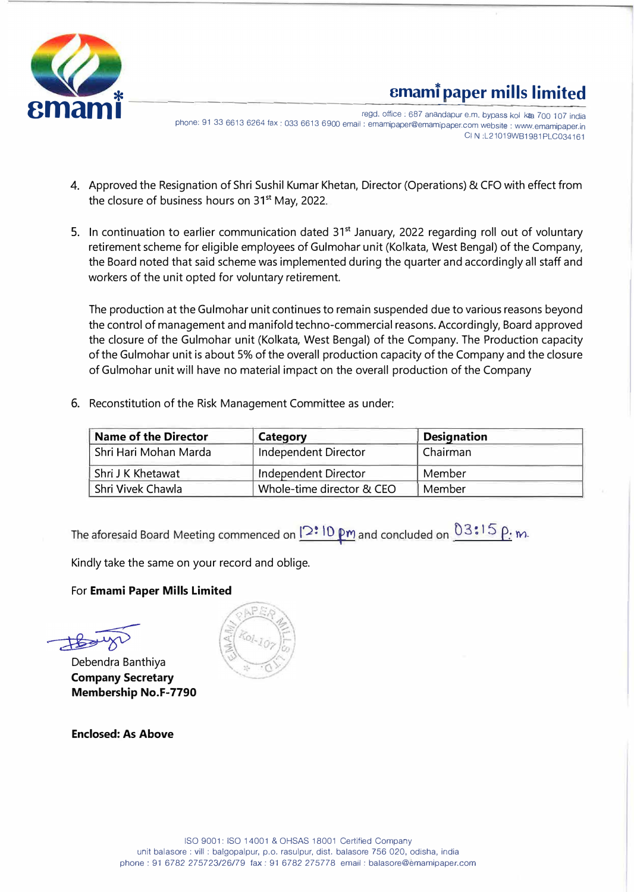4. Approved the Resignation of Shri Sushil Kumar Khetan, Director (Operations) & CFO with effect from the closure of business hours on 31st May, 2022.

5. In continuation to earlier communication dated 31st January, 2022 regarding roll out of voluntary retirement scheme for eligible employees of Gulmohar unit (Kolkata, West Bengal) of the Company, the Board noted that said scheme was implemented during the quarter and accordingly all staff and workers of the unit opted for voluntary retirement.

   The production at the Gulmohar unit continues to remain suspended due to various reasons beyond the control of management and manifold techno-commercial reasons. Accordingly, Board approved the closure of the Gulmohar unit (Kolkata, West Bengal) of the Company. The Production capacity of the Gulmohar unit is about 5% of the overall production capacity of the Company and the closure of Gulmohar unit will have no material impact on the overall production of the Company

6. Reconstitution of the Risk Management Committee as under:

| Name of the Director | Category | Designation |
|---|---|---|
| Shri Hari Mohan Marda | Independent Director | Chairman |
| Shri J K Khetawat | Independent Director | Member |
| Shri Vivek Chawla | Whole-time director & CEO | Member |

The aforesaid Board Meeting commenced on 12:10 pm and concluded on 03:15 p.m.

Kindly take the same on your record and oblige.

For **Emami Paper Mills Limited**

Debendra Banthiya
**Company Secretary**
**Membership No.F-7790**

**Enclosed: As Above**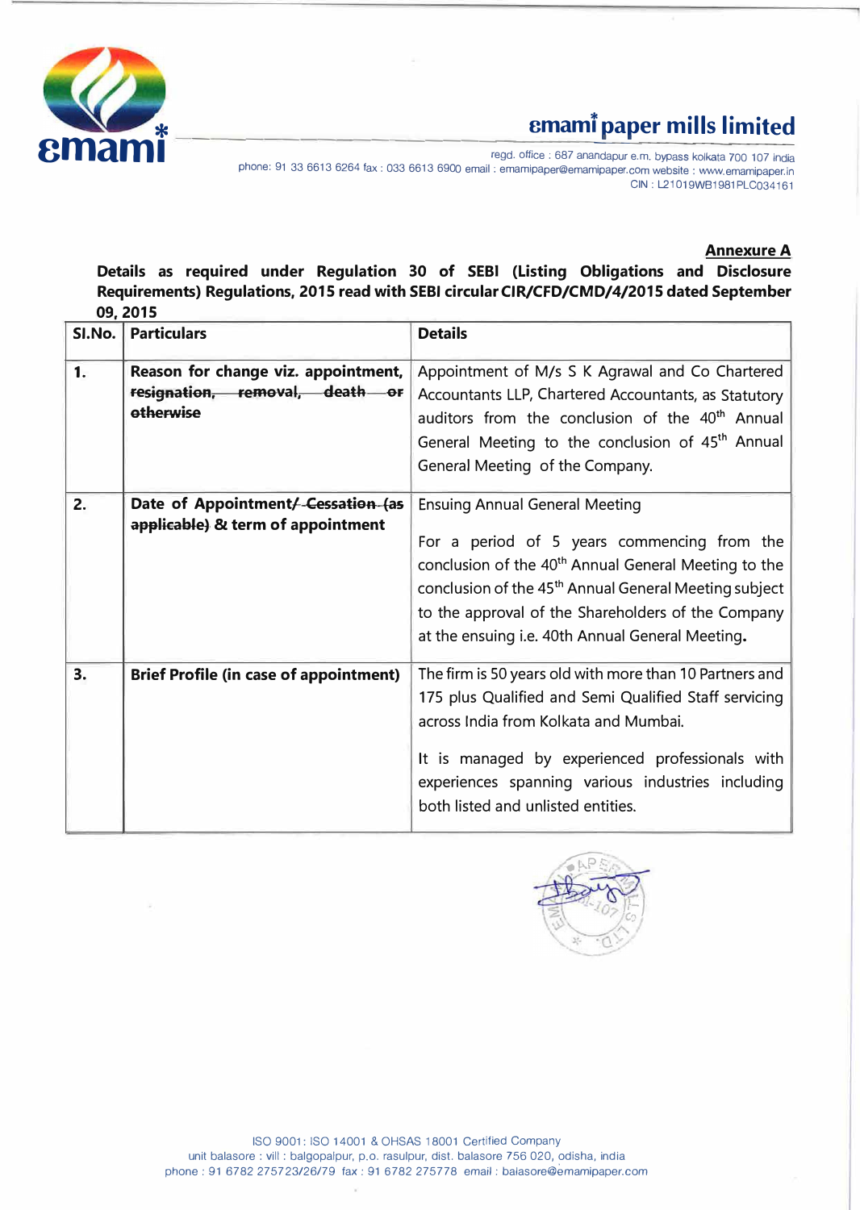**Annexure A**

**Details as required under Regulation 30 of SEBI (Listing Obligations and Disclosure Requirements) Regulations, 2015 read with SEBI circular CIR/CFD/CMD/4/2015 dated September 09, 2015**

| Sl.No. | Particulars | Details |
|---|---|---|
| 1. | **Reason for change viz. appointment, ~~resignation, removal, death or otherwise~~** | Appointment of M/s S K Agrawal and Co Chartered Accountants LLP, Chartered Accountants, as Statutory auditors from the conclusion of the 40th Annual General Meeting to the conclusion of 45th Annual General Meeting of the Company. |
| 2. | **Date of Appointment/ ~~Cessation (as applicable)~~ & term of appointment** | Ensuing Annual General Meeting<br><br>For a period of 5 years commencing from the conclusion of the 40th Annual General Meeting to the conclusion of the 45th Annual General Meeting subject to the approval of the Shareholders of the Company at the ensuing i.e. 40th Annual General Meeting. |
| 3. | **Brief Profile (in case of appointment)** | The firm is 50 years old with more than 10 Partners and 175 plus Qualified and Semi Qualified Staff servicing across India from Kolkata and Mumbai.<br><br>It is managed by experienced professionals with experiences spanning various industries including both listed and unlisted entities. |